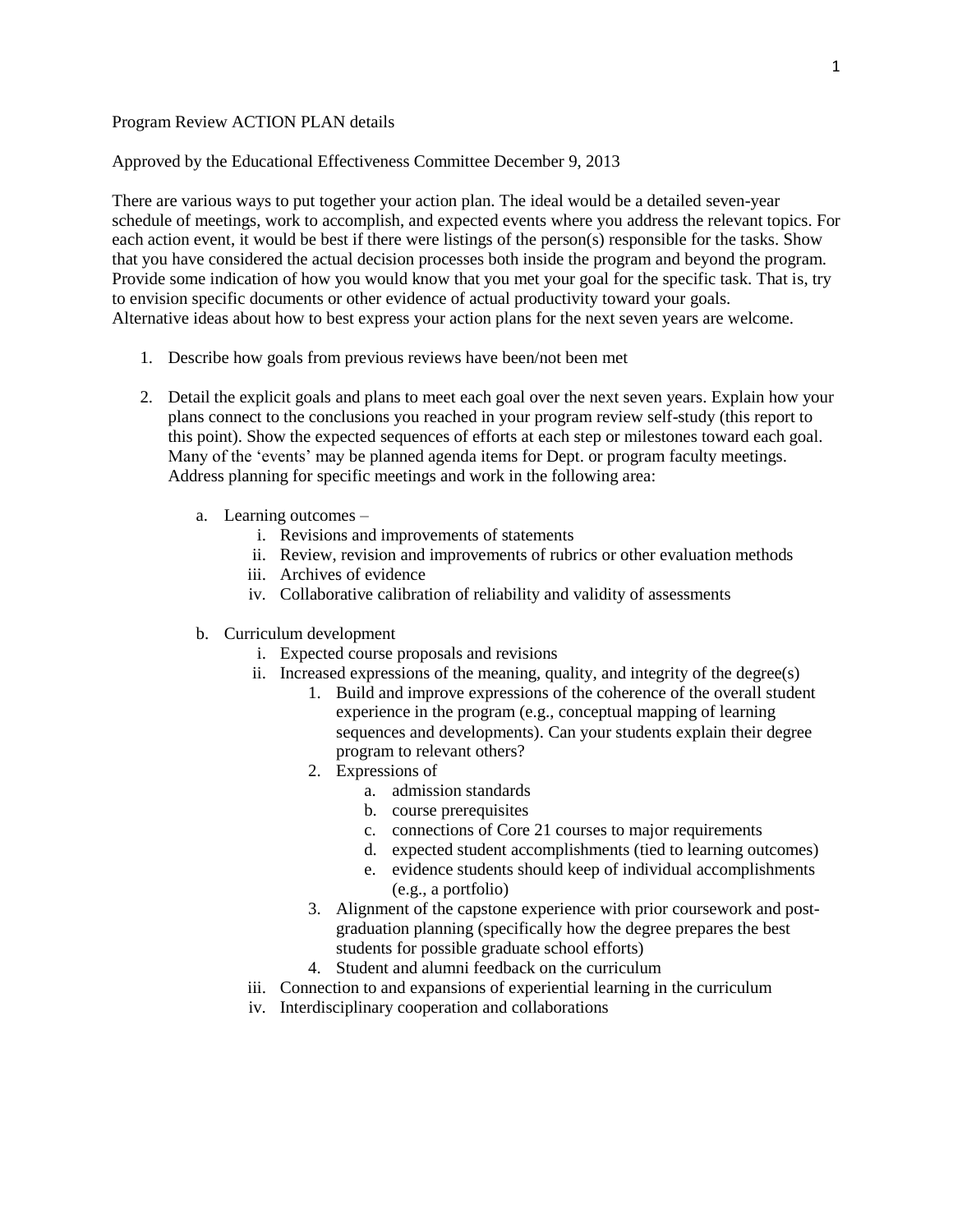# Program Review ACTION PLAN details

Approved by the Educational Effectiveness Committee December 9, 2013

There are various ways to put together your action plan. The ideal would be a detailed seven-year schedule of meetings, work to accomplish, and expected events where you address the relevant topics. For each action event, it would be best if there were listings of the person(s) responsible for the tasks. Show that you have considered the actual decision processes both inside the program and beyond the program. Provide some indication of how you would know that you met your goal for the specific task. That is, try to envision specific documents or other evidence of actual productivity toward your goals.
Alternative ideas about how to best express your action plans for the next seven years are welcome.

1. Describe how goals from previous reviews have been/not been met

2. Detail the explicit goals and plans to meet each goal over the next seven years. Explain how your plans connect to the conclusions you reached in your program review self-study (this report to this point). Show the expected sequences of efforts at each step or milestones toward each goal. Many of the 'events' may be planned agenda items for Dept. or program faculty meetings. Address planning for specific meetings and work in the following area:

    a. Learning outcomes –
        i. Revisions and improvements of statements
        ii. Review, revision and improvements of rubrics or other evaluation methods
        iii. Archives of evidence
        iv. Collaborative calibration of reliability and validity of assessments

    b. Curriculum development
        i. Expected course proposals and revisions
        ii. Increased expressions of the meaning, quality, and integrity of the degree(s)
            1. Build and improve expressions of the coherence of the overall student experience in the program (e.g., conceptual mapping of learning sequences and developments). Can your students explain their degree program to relevant others?
            2. Expressions of
                a. admission standards
                b. course prerequisites
                c. connections of Core 21 courses to major requirements
                d. expected student accomplishments (tied to learning outcomes)
                e. evidence students should keep of individual accomplishments (e.g., a portfolio)
            3. Alignment of the capstone experience with prior coursework and post-graduation planning (specifically how the degree prepares the best students for possible graduate school efforts)
            4. Student and alumni feedback on the curriculum
        iii. Connection to and expansions of experiential learning in the curriculum
        iv. Interdisciplinary cooperation and collaborations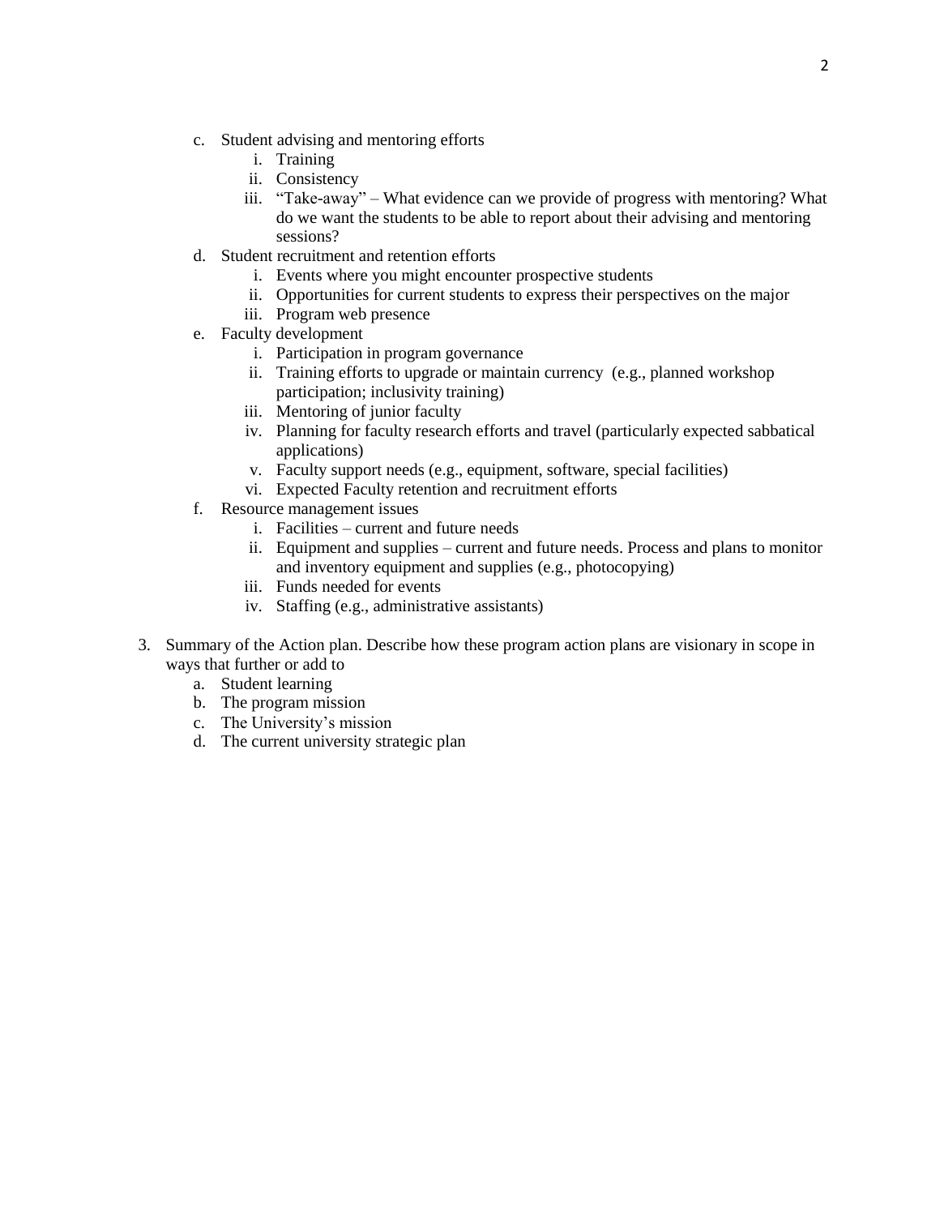c. Student advising and mentoring efforts
    i. Training
    ii. Consistency
    iii. "Take-away" – What evidence can we provide of progress with mentoring? What do we want the students to be able to report about their advising and mentoring sessions?
d. Student recruitment and retention efforts
    i. Events where you might encounter prospective students
    ii. Opportunities for current students to express their perspectives on the major
    iii. Program web presence
e. Faculty development
    i. Participation in program governance
    ii. Training efforts to upgrade or maintain currency (e.g., planned workshop participation; inclusivity training)
    iii. Mentoring of junior faculty
    iv. Planning for faculty research efforts and travel (particularly expected sabbatical applications)
    v. Faculty support needs (e.g., equipment, software, special facilities)
    vi. Expected Faculty retention and recruitment efforts
f. Resource management issues
    i. Facilities – current and future needs
    ii. Equipment and supplies – current and future needs. Process and plans to monitor and inventory equipment and supplies (e.g., photocopying)
    iii. Funds needed for events
    iv. Staffing (e.g., administrative assistants)

3. Summary of the Action plan. Describe how these program action plans are visionary in scope in ways that further or add to
    a. Student learning
    b. The program mission
    c. The University's mission
    d. The current university strategic plan